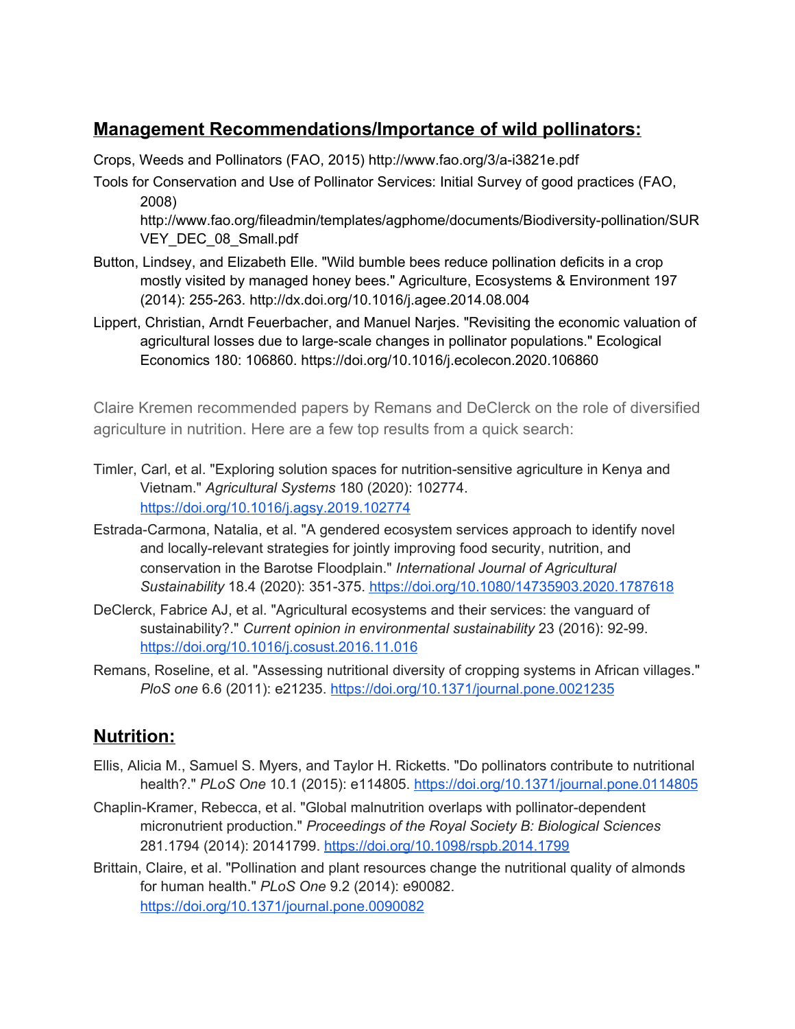## **Management Recommendations/Importance of wild pollinators:**

Crops, Weeds and Pollinators (FAO, 2015) http://www.fao.org/3/a-i3821e.pdf

Tools for Conservation and Use of Pollinator Services: Initial Survey of good practices (FAO, 2008) http://www.fao.org/fileadmin/templates/agphome/documents/Biodiversity-pollination/SURVEY_DEC_08_Small.pdf

Button, Lindsey, and Elizabeth Elle. "Wild bumble bees reduce pollination deficits in a crop mostly visited by managed honey bees." Agriculture, Ecosystems & Environment 197 (2014): 255-263. http://dx.doi.org/10.1016/j.agee.2014.08.004

Lippert, Christian, Arndt Feuerbacher, and Manuel Narjes. "Revisiting the economic valuation of agricultural losses due to large-scale changes in pollinator populations." Ecological Economics 180: 106860. https://doi.org/10.1016/j.ecolecon.2020.106860

Claire Kremen recommended papers by Remans and DeClerck on the role of diversified agriculture in nutrition. Here are a few top results from a quick search:

Timler, Carl, et al. "Exploring solution spaces for nutrition-sensitive agriculture in Kenya and Vietnam." *Agricultural Systems* 180 (2020): 102774. https://doi.org/10.1016/j.agsy.2019.102774

Estrada-Carmona, Natalia, et al. "A gendered ecosystem services approach to identify novel and locally-relevant strategies for jointly improving food security, nutrition, and conservation in the Barotse Floodplain." *International Journal of Agricultural Sustainability* 18.4 (2020): 351-375. https://doi.org/10.1080/14735903.2020.1787618

DeClerck, Fabrice AJ, et al. "Agricultural ecosystems and their services: the vanguard of sustainability?." *Current opinion in environmental sustainability* 23 (2016): 92-99. https://doi.org/10.1016/j.cosust.2016.11.016

Remans, Roseline, et al. "Assessing nutritional diversity of cropping systems in African villages." *PloS one* 6.6 (2011): e21235. https://doi.org/10.1371/journal.pone.0021235

## **Nutrition:**

Ellis, Alicia M., Samuel S. Myers, and Taylor H. Ricketts. "Do pollinators contribute to nutritional health?." *PLoS One* 10.1 (2015): e114805. https://doi.org/10.1371/journal.pone.0114805

Chaplin-Kramer, Rebecca, et al. "Global malnutrition overlaps with pollinator-dependent micronutrient production." *Proceedings of the Royal Society B: Biological Sciences* 281.1794 (2014): 20141799. https://doi.org/10.1098/rspb.2014.1799

Brittain, Claire, et al. "Pollination and plant resources change the nutritional quality of almonds for human health." *PLoS One* 9.2 (2014): e90082. https://doi.org/10.1371/journal.pone.0090082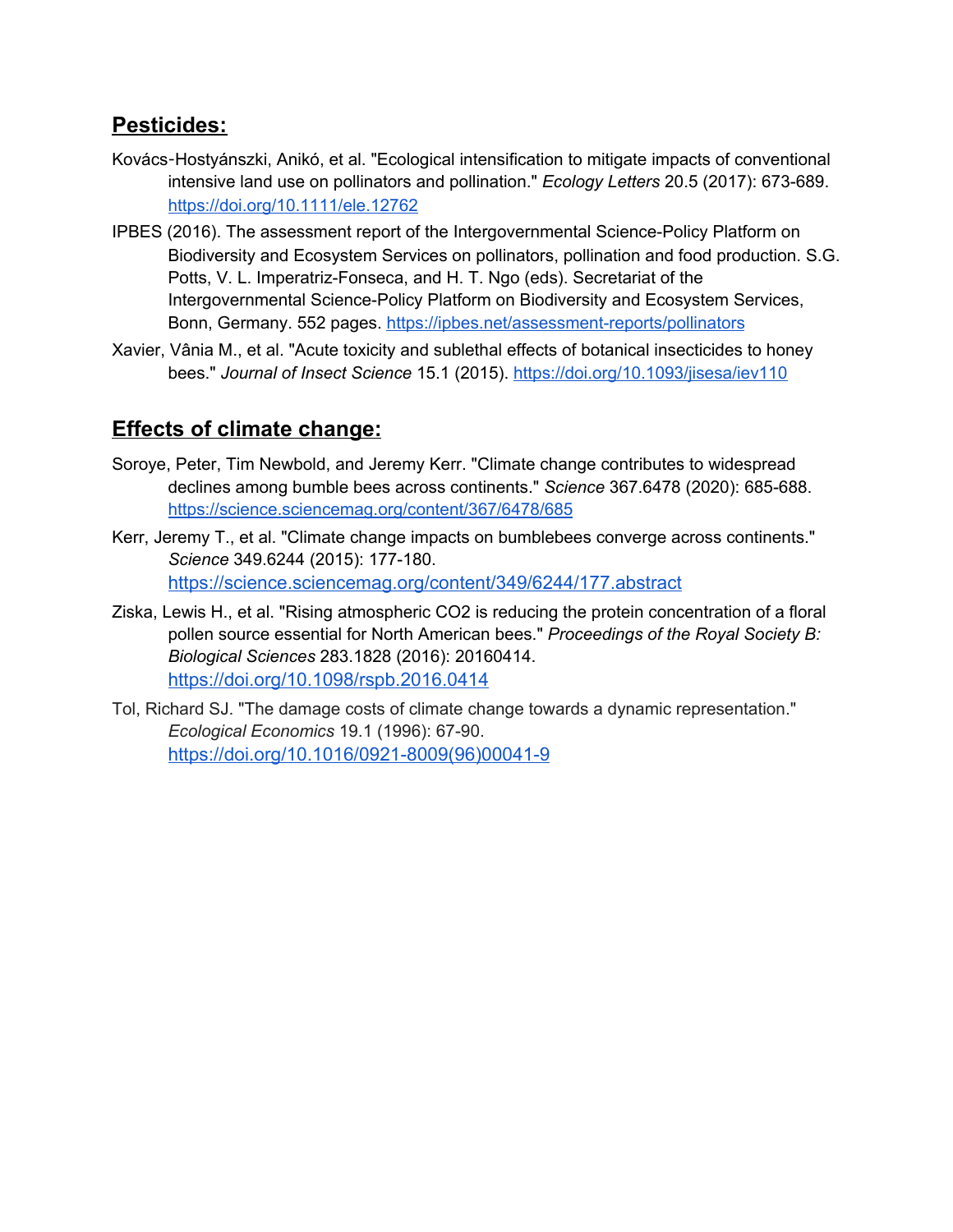## **Pesticides:**

Kovács-Hostyánszki, Anikó, et al. "Ecological intensification to mitigate impacts of conventional intensive land use on pollinators and pollination." *Ecology Letters* 20.5 (2017): 673-689. https://doi.org/10.1111/ele.12762

IPBES (2016). The assessment report of the Intergovernmental Science-Policy Platform on Biodiversity and Ecosystem Services on pollinators, pollination and food production. S.G. Potts, V. L. Imperatriz-Fonseca, and H. T. Ngo (eds). Secretariat of the Intergovernmental Science-Policy Platform on Biodiversity and Ecosystem Services, Bonn, Germany. 552 pages. https://ipbes.net/assessment-reports/pollinators

Xavier, Vânia M., et al. "Acute toxicity and sublethal effects of botanical insecticides to honey bees." *Journal of Insect Science* 15.1 (2015). https://doi.org/10.1093/jisesa/iev110

## **Effects of climate change:**

Soroye, Peter, Tim Newbold, and Jeremy Kerr. "Climate change contributes to widespread declines among bumble bees across continents." *Science* 367.6478 (2020): 685-688. https://science.sciencemag.org/content/367/6478/685

Kerr, Jeremy T., et al. "Climate change impacts on bumblebees converge across continents." *Science* 349.6244 (2015): 177-180. https://science.sciencemag.org/content/349/6244/177.abstract

Ziska, Lewis H., et al. "Rising atmospheric CO2 is reducing the protein concentration of a floral pollen source essential for North American bees." *Proceedings of the Royal Society B: Biological Sciences* 283.1828 (2016): 20160414. https://doi.org/10.1098/rspb.2016.0414

Tol, Richard SJ. "The damage costs of climate change towards a dynamic representation." *Ecological Economics* 19.1 (1996): 67-90. https://doi.org/10.1016/0921-8009(96)00041-9